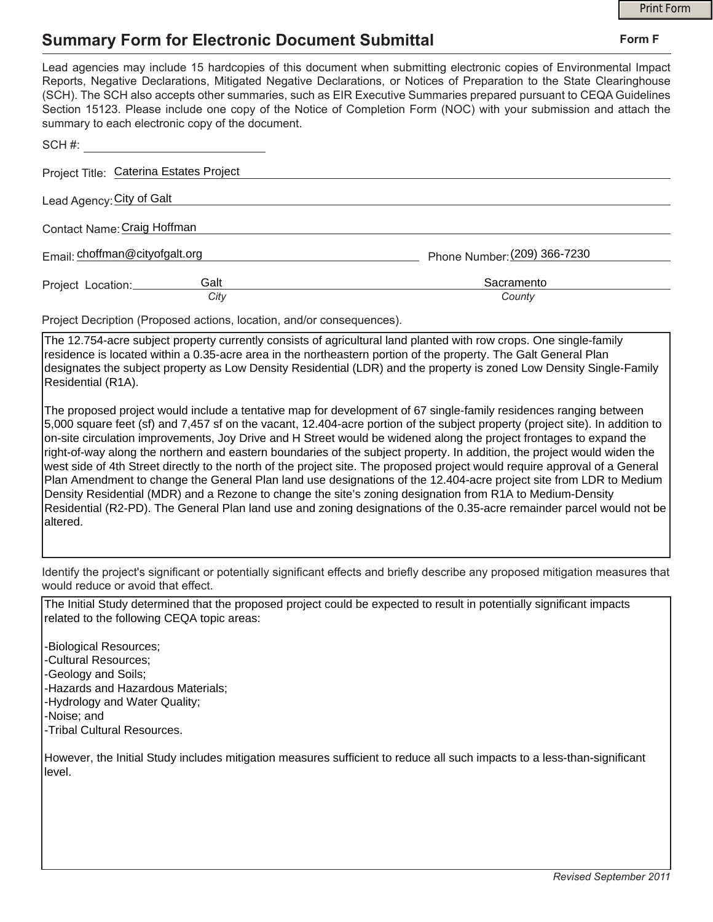# Summary Form for Electronic Document Submittal

**Form F**

Lead agencies may include 15 hardcopies of this document when submitting electronic copies of Environmental Impact Reports, Negative Declarations, Mitigated Negative Declarations, or Notices of Preparation to the State Clearinghouse (SCH). The SCH also accepts other summaries, such as EIR Executive Summaries prepared pursuant to CEQA Guidelines Section 15123. Please include one copy of the Notice of Completion Form (NOC) with your submission and attach the summary to each electronic copy of the document.

SCH #: \_\_\_\_\_\_\_\_\_\_\_\_\_\_\_\_\_\_\_\_

Project Title: Caterina Estates Project

Lead Agency: City of Galt

Contact Name: Craig Hoffman

Email: choffman@cityofgalt.org Phone Number: (209) 366-7230

Project Location: Galt (*City*) Sacramento (*County*)

Project Decription (Proposed actions, location, and/or consequences).

The 12.754-acre subject property currently consists of agricultural land planted with row crops. One single-family residence is located within a 0.35-acre area in the northeastern portion of the property. The Galt General Plan designates the subject property as Low Density Residential (LDR) and the property is zoned Low Density Single-Family Residential (R1A).

The proposed project would include a tentative map for development of 67 single-family residences ranging between 5,000 square feet (sf) and 7,457 sf on the vacant, 12.404-acre portion of the subject property (project site). In addition to on-site circulation improvements, Joy Drive and H Street would be widened along the project frontages to expand the right-of-way along the northern and eastern boundaries of the subject property. In addition, the project would widen the west side of 4th Street directly to the north of the project site. The proposed project would require approval of a General Plan Amendment to change the General Plan land use designations of the 12.404-acre project site from LDR to Medium Density Residential (MDR) and a Rezone to change the site's zoning designation from R1A to Medium-Density Residential (R2-PD). The General Plan land use and zoning designations of the 0.35-acre remainder parcel would not be altered.

Identify the project's significant or potentially significant effects and briefly describe any proposed mitigation measures that would reduce or avoid that effect.

The Initial Study determined that the proposed project could be expected to result in potentially significant impacts related to the following CEQA topic areas:

- Biological Resources;
- Cultural Resources;
- Geology and Soils;
- Hazards and Hazardous Materials;
- Hydrology and Water Quality;
- Noise; and
- Tribal Cultural Resources.

However, the Initial Study includes mitigation measures sufficient to reduce all such impacts to a less-than-significant level.

*Revised September 2011*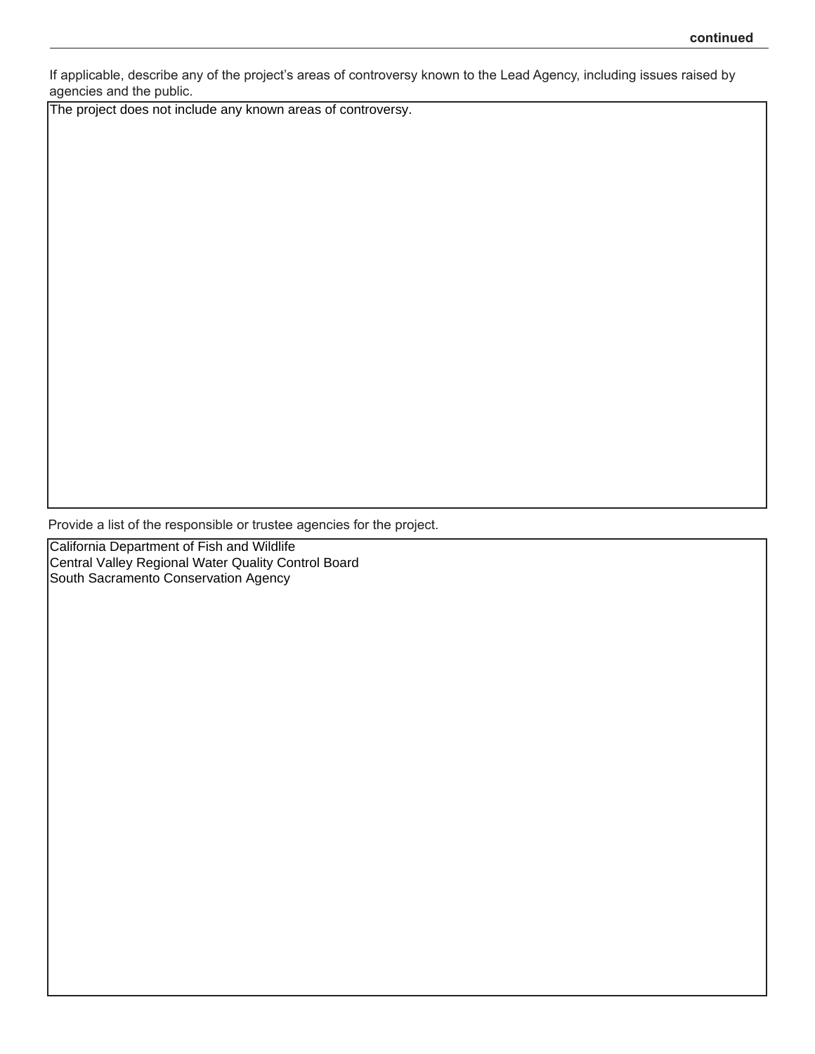If applicable, describe any of the project's areas of controversy known to the Lead Agency, including issues raised by agencies and the public.

The project does not include any known areas of controversy.

Provide a list of the responsible or trustee agencies for the project.

California Department of Fish and Wildlife
Central Valley Regional Water Quality Control Board
South Sacramento Conservation Agency